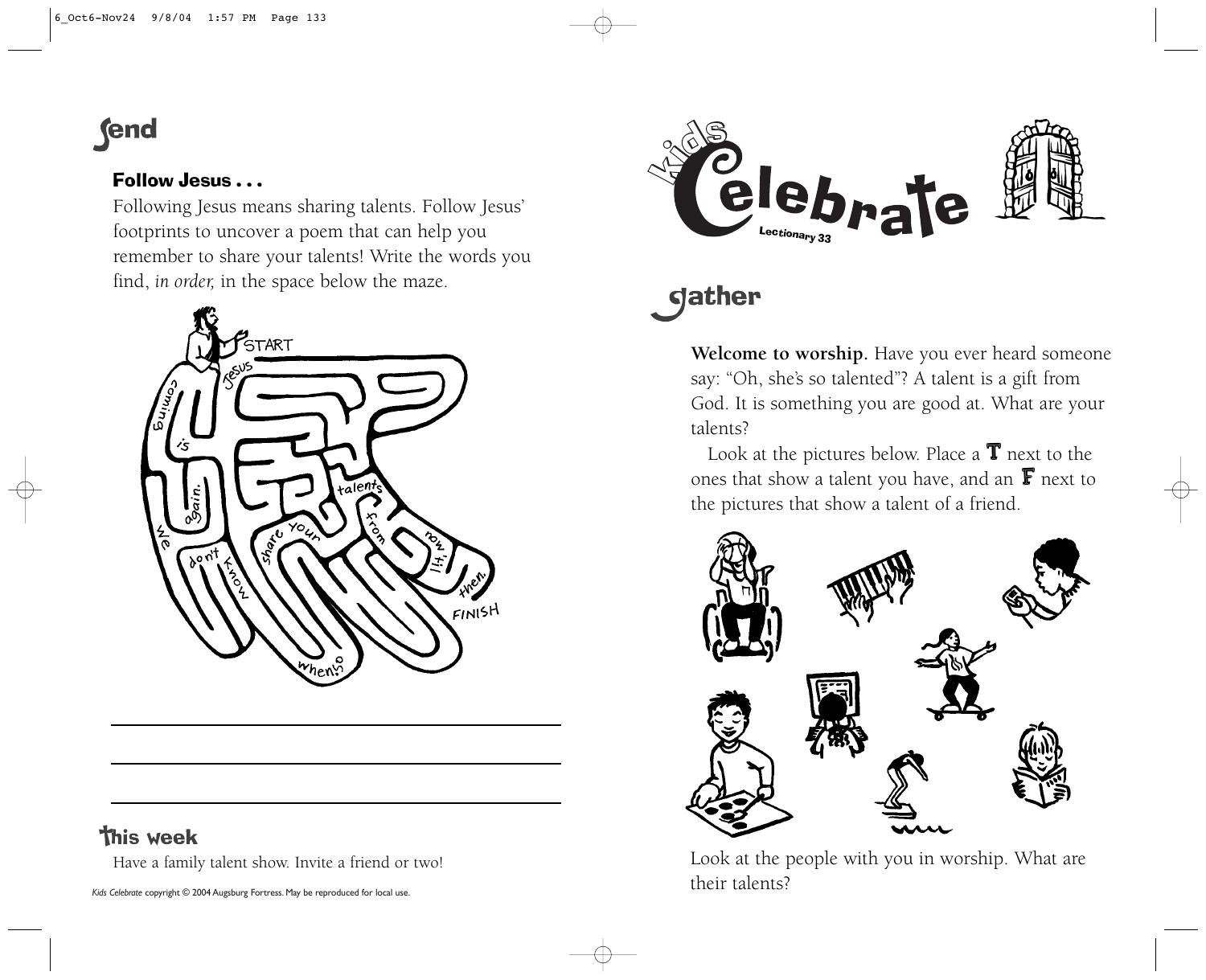## Send

**Follow Jesus . . .**

Following Jesus means sharing talents. Follow Jesus' footprints to uncover a poem that can help you remember to share your talents! Write the words you find, *in order,* in the space below the maze.

START

FINISH

## This week

Have a family talent show. Invite a friend or two!

*Kids Celebrate* copyright © 2004 Augsburg Fortress. May be reproduced for local use.

# Kids Celebrate

Lectionary 33

## gather

**Welcome to worship.** Have you ever heard someone say: "Oh, she's so talented"? A talent is a gift from God. It is something you are good at. What are your talents?

Look at the pictures below. Place a **T** next to the ones that show a talent you have, and an **F** next to the pictures that show a talent of a friend.

Look at the people with you in worship. What are their talents?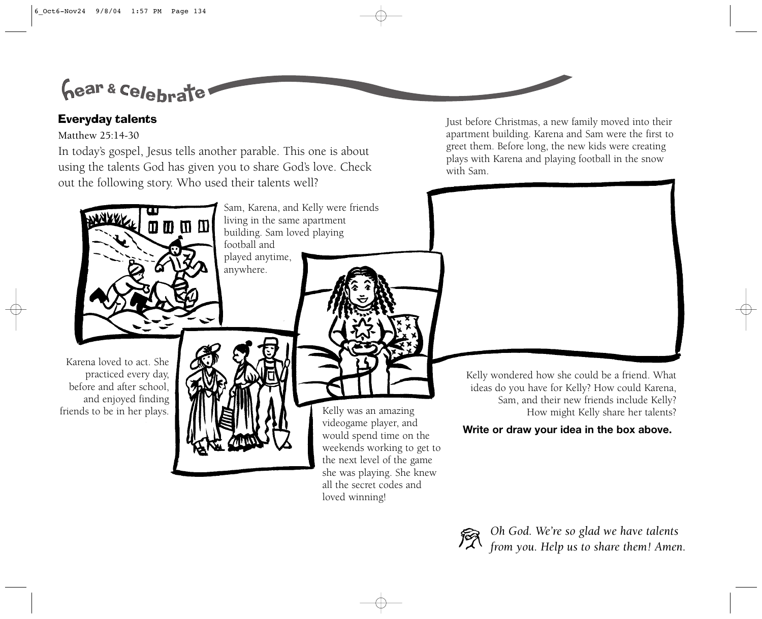# hear & celebrate

## Everyday talents

Matthew 25:14-30

In today's gospel, Jesus tells another parable. This one is about using the talents God has given you to share God's love. Check out the following story. Who used their talents well?

Sam, Karena, and Kelly were friends living in the same apartment building. Sam loved playing football and played anytime, anywhere.

Karena loved to act. She practiced every day, before and after school, and enjoyed finding friends to be in her plays.

Kelly was an amazing videogame player, and would spend time on the weekends working to get to the next level of the game she was playing. She knew all the secret codes and loved winning!

Just before Christmas, a new family moved into their apartment building. Karena and Sam were the first to greet them. Before long, the new kids were creating plays with Karena and playing football in the snow with Sam.

Kelly wondered how she could be a friend. What ideas do you have for Kelly? How could Karena, Sam, and their new friends include Kelly? How might Kelly share her talents?

**Write or draw your idea in the box above.**

*Oh God. We're so glad we have talents from you. Help us to share them! Amen.*